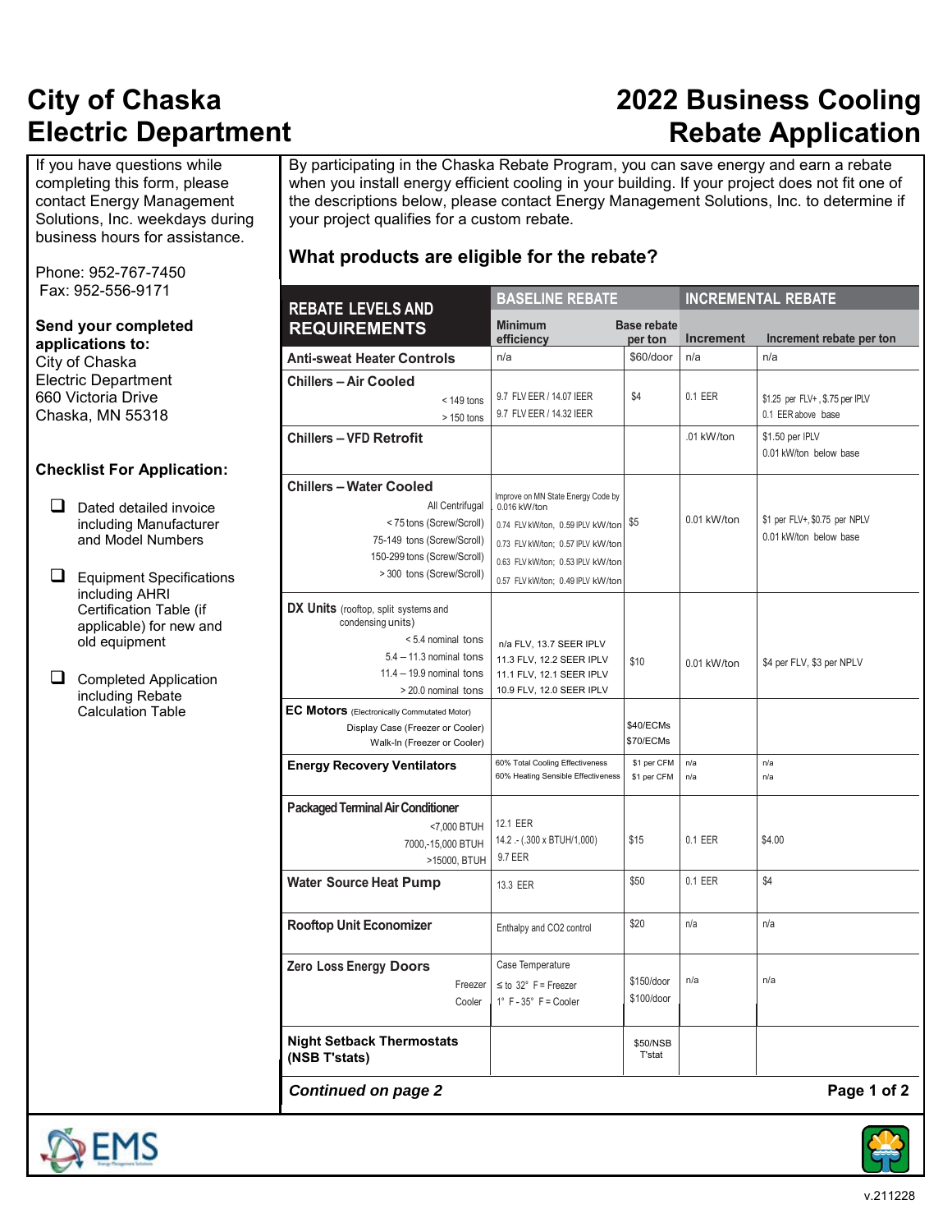# City of Chaska Electric Department

# 2022 Business Cooling Rebate Application

If you have questions while completing this form, please contact Energy Management Solutions, Inc. weekdays during business hours for assistance.

Phone: 952-767-7450
Fax: 952-556-9171

**Send your completed applications to:**
City of Chaska
Electric Department
660 Victoria Drive
Chaska, MN 55318

### Checklist For Application:

- ☐ Dated detailed invoice including Manufacturer and Model Numbers
- ☐ Equipment Specifications including AHRI Certification Table (if applicable) for new and old equipment
- ☐ Completed Application including Rebate Calculation Table

By participating in the Chaska Rebate Program, you can save energy and earn a rebate when you install energy efficient cooling in your building. If your project does not fit one of the descriptions below, please contact Energy Management Solutions, Inc. to determine if your project qualifies for a custom rebate.

## What products are eligible for the rebate?

| REBATE LEVELS AND REQUIREMENTS | BASELINE REBATE | | INCREMENTAL REBATE | |
|---|---|---|---|---|
| | Minimum efficiency | Base rebate per ton | Increment | Increment rebate per ton |
| **Anti-sweat Heater Controls** | n/a | $60/door | n/a | n/a |
| **Chillers – Air Cooled** | | | | |
| < 149 tons | 9.7 FLV EER / 14.07 IEER | $4 | 0.1 EER | $1.25 per FLV+, $.75 per IPLV 0.1 EER above base |
| > 150 tons | 9.7 FLV EER / 14.32 IEER | | | |
| **Chillers – VFD Retrofit** | | | .01 kW/ton | $1.50 per IPLV 0.01 kW/ton below base |
| **Chillers – Water Cooled** | Improve on MN State Energy Code by 0.016 kW/ton | $5 | 0.01 kW/ton | $1 per FLV+, $0.75 per NPLV 0.01 kW/ton below base |
| All Centrifugal | | | | |
| < 75 tons (Screw/Scroll) | 0.74 FLV kW/ton, 0.59 IPLV kW/ton | | | |
| 75-149 tons (Screw/Scroll) | 0.73 FLV kW/ton; 0.57 IPLV kW/ton | | | |
| 150-299 tons (Screw/Scroll) | 0.63 FLV kW/ton; 0.53 IPLV kW/ton | | | |
| > 300 tons (Screw/Scroll) | 0.57 FLV kW/ton; 0.49 IPLV kW/ton | | | |
| **DX Units** (rooftop, split systems and condensing units) | | $10 | 0.01 kW/ton | $4 per FLV, $3 per NPLV |
| < 5.4 nominal tons | n/a FLV, 13.7 SEER IPLV | | | |
| 5.4 – 11.3 nominal tons | 11.3 FLV, 12.2 SEER IPLV | | | |
| 11.4 – 19.9 nominal tons | 11.1 FLV, 12.1 SEER IPLV | | | |
| > 20.0 nominal tons | 10.9 FLV, 12.0 SEER IPLV | | | |
| **EC Motors** (Electronically Commutated Motor) | | | | |
| Display Case (Freezer or Cooler) | | $40/ECMs | | |
| Walk-In (Freezer or Cooler) | | $70/ECMs | | |
| **Energy Recovery Ventilators** | 60% Total Cooling Effectiveness | $1 per CFM | n/a | n/a |
| | 60% Heating Sensible Effectiveness | $1 per CFM | n/a | n/a |
| **Packaged Terminal Air Conditioner** | | $15 | 0.1 EER | $4.00 |
| <7,000 BTUH | 12.1 EER | | | |
| 7000,-15,000 BTUH | 14.2 .- (.300 x BTUH/1,000) | | | |
| >15000, BTUH | 9.7 EER | | | |
| **Water Source Heat Pump** | 13.3 EER | $50 | 0.1 EER | $4 |
| **Rooftop Unit Economizer** | Enthalpy and CO2 control | $20 | n/a | n/a |
| **Zero Loss Energy Doors** | Case Temperature | | n/a | n/a |
| Freezer | ≤ to 32° F = Freezer | $150/door | | |
| Cooler | 1° F - 35° F = Cooler | $100/door | | |
| **Night Setback Thermostats (NSB T'stats)** | | $50/NSB T'stat | | |

***Continued on page 2***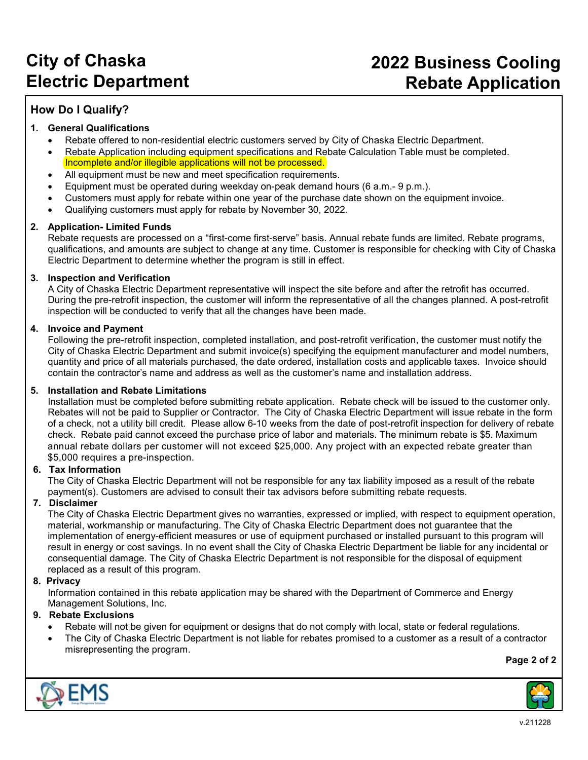# City of Chaska Electric Department

# 2022 Business Cooling Rebate Application

## How Do I Qualify?

**1. General Qualifications**

- Rebate offered to non-residential electric customers served by City of Chaska Electric Department.
- Rebate Application including equipment specifications and Rebate Calculation Table must be completed. Incomplete and/or illegible applications will not be processed.
- All equipment must be new and meet specification requirements.
- Equipment must be operated during weekday on-peak demand hours (6 a.m.- 9 p.m.).
- Customers must apply for rebate within one year of the purchase date shown on the equipment invoice.
- Qualifying customers must apply for rebate by November 30, 2022.

**2. Application- Limited Funds**

Rebate requests are processed on a "first-come first-serve" basis. Annual rebate funds are limited. Rebate programs, qualifications, and amounts are subject to change at any time. Customer is responsible for checking with City of Chaska Electric Department to determine whether the program is still in effect.

**3. Inspection and Verification**

A City of Chaska Electric Department representative will inspect the site before and after the retrofit has occurred. During the pre-retrofit inspection, the customer will inform the representative of all the changes planned. A post-retrofit inspection will be conducted to verify that all the changes have been made.

**4. Invoice and Payment**

Following the pre-retrofit inspection, completed installation, and post-retrofit verification, the customer must notify the City of Chaska Electric Department and submit invoice(s) specifying the equipment manufacturer and model numbers, quantity and price of all materials purchased, the date ordered, installation costs and applicable taxes. Invoice should contain the contractor's name and address as well as the customer's name and installation address.

**5. Installation and Rebate Limitations**

Installation must be completed before submitting rebate application. Rebate check will be issued to the customer only. Rebates will not be paid to Supplier or Contractor. The City of Chaska Electric Department will issue rebate in the form of a check, not a utility bill credit. Please allow 6-10 weeks from the date of post-retrofit inspection for delivery of rebate check. Rebate paid cannot exceed the purchase price of labor and materials. The minimum rebate is $5. Maximum annual rebate dollars per customer will not exceed $25,000. Any project with an expected rebate greater than $5,000 requires a pre-inspection.

**6. Tax Information**

The City of Chaska Electric Department will not be responsible for any tax liability imposed as a result of the rebate payment(s). Customers are advised to consult their tax advisors before submitting rebate requests.

**7. Disclaimer**

The City of Chaska Electric Department gives no warranties, expressed or implied, with respect to equipment operation, material, workmanship or manufacturing. The City of Chaska Electric Department does not guarantee that the implementation of energy-efficient measures or use of equipment purchased or installed pursuant to this program will result in energy or cost savings. In no event shall the City of Chaska Electric Department be liable for any incidental or consequential damage. The City of Chaska Electric Department is not responsible for the disposal of equipment replaced as a result of this program.

**8. Privacy**

Information contained in this rebate application may be shared with the Department of Commerce and Energy Management Solutions, Inc.

**9. Rebate Exclusions**

- Rebate will not be given for equipment or designs that do not comply with local, state or federal regulations.
- The City of Chaska Electric Department is not liable for rebates promised to a customer as a result of a contractor misrepresenting the program.

v.211228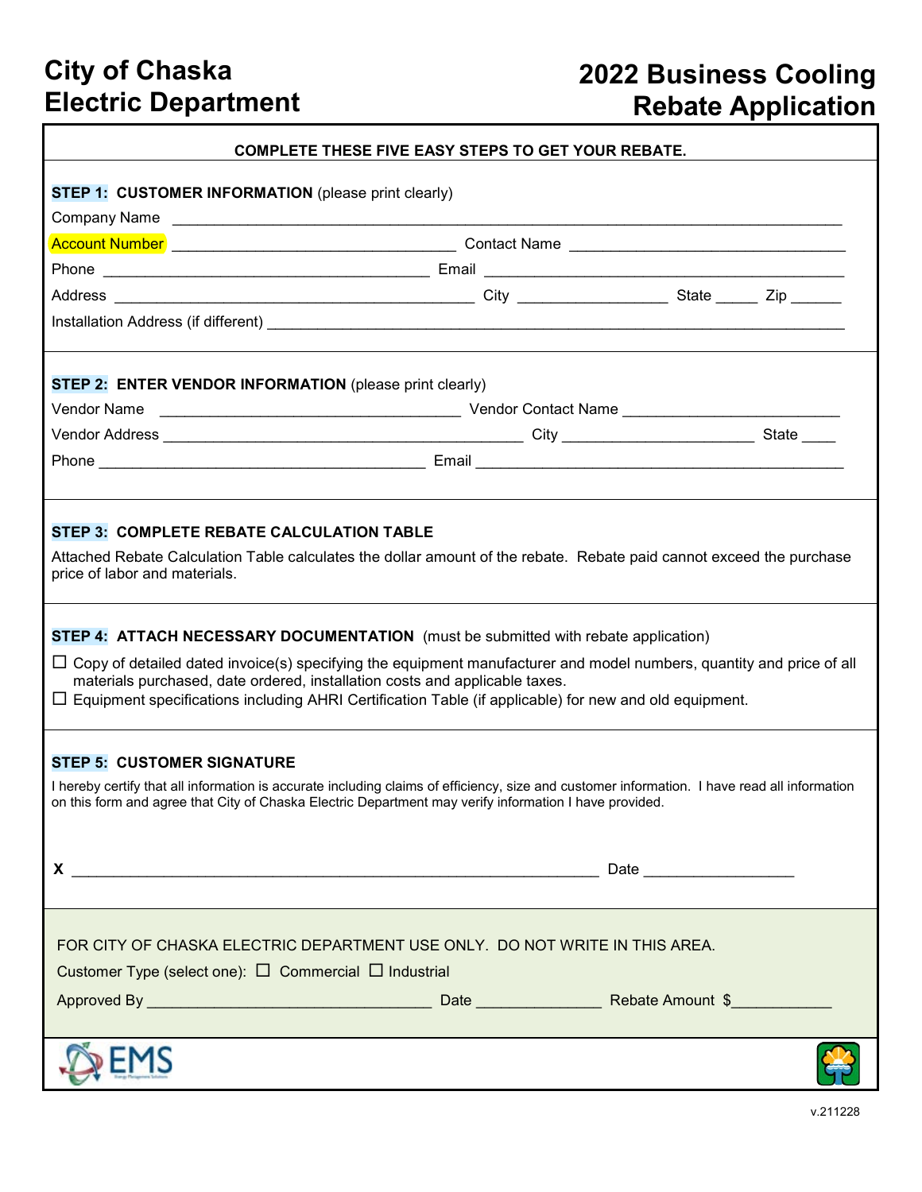# City of Chaska Electric Department

# 2022 Business Cooling Rebate Application

**COMPLETE THESE FIVE EASY STEPS TO GET YOUR REBATE.**

**STEP 1: CUSTOMER INFORMATION** (please print clearly)

Company Name ____________________________________________

Account Number ______________________ Contact Name ______________________

Phone ______________________ Email ______________________

Address ______________________ City __________ State _____ Zip ______

Installation Address (if different) ____________________________________________

**STEP 2: ENTER VENDOR INFORMATION** (please print clearly)

Vendor Name ______________________ Vendor Contact Name ______________________

Vendor Address ______________________ City __________ State ____

Phone ______________________ Email ______________________

**STEP 3: COMPLETE REBATE CALCULATION TABLE**

Attached Rebate Calculation Table calculates the dollar amount of the rebate. Rebate paid cannot exceed the purchase price of labor and materials.

**STEP 4: ATTACH NECESSARY DOCUMENTATION** (must be submitted with rebate application)

☐ Copy of detailed dated invoice(s) specifying the equipment manufacturer and model numbers, quantity and price of all materials purchased, date ordered, installation costs and applicable taxes.

☐ Equipment specifications including AHRI Certification Table (if applicable) for new and old equipment.

**STEP 5: CUSTOMER SIGNATURE**

I hereby certify that all information is accurate including claims of efficiency, size and customer information. I have read all information on this form and agree that City of Chaska Electric Department may verify information I have provided.

**X** ____________________________________________ Date ______________

FOR CITY OF CHASKA ELECTRIC DEPARTMENT USE ONLY. DO NOT WRITE IN THIS AREA.

Customer Type (select one): ☐ Commercial ☐ Industrial

Approved By ______________________ Date ______________ Rebate Amount $____________

v.211228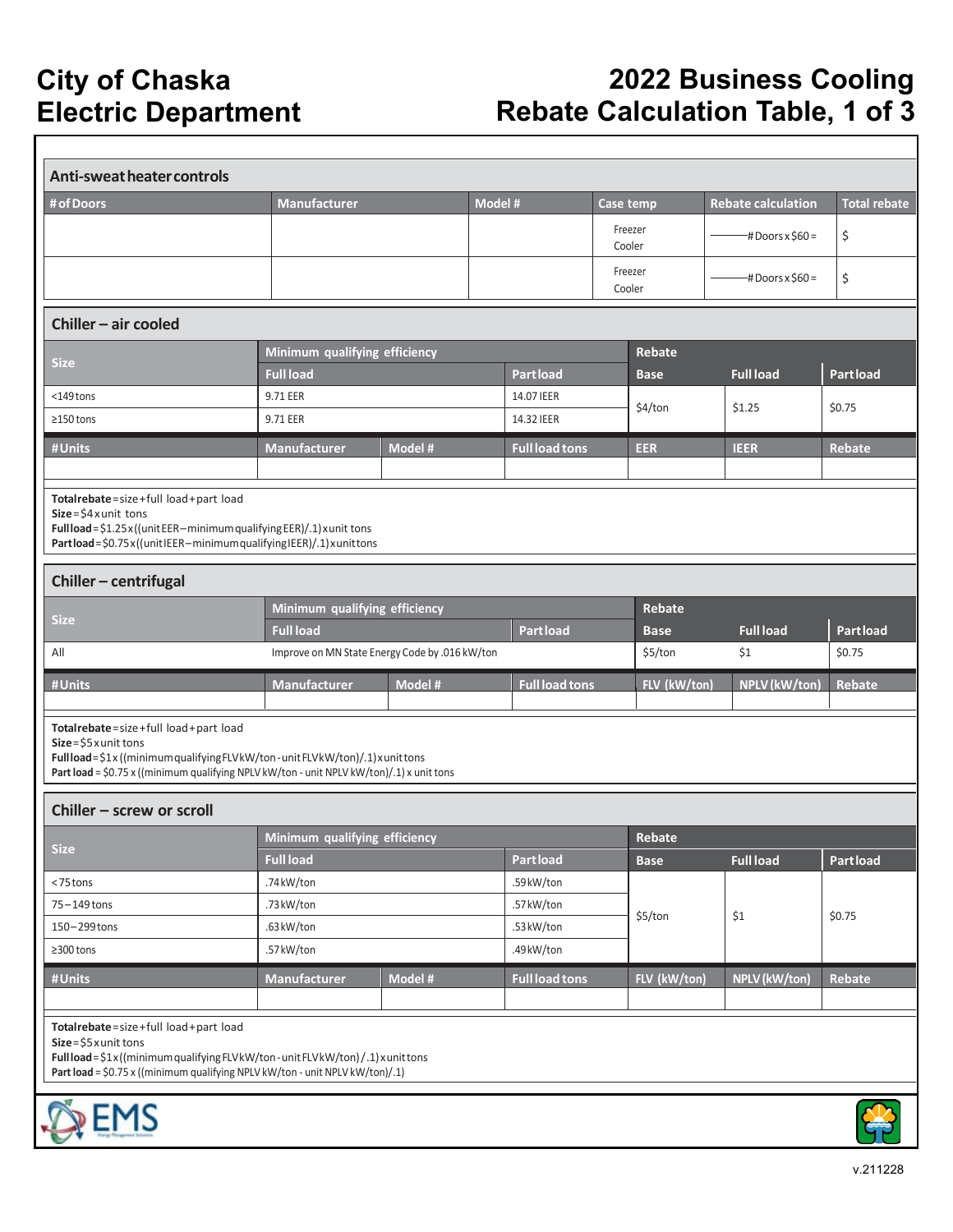# City of Chaska Electric Department

# 2022 Business Cooling Rebate Calculation Table, 1 of 3

## Anti-sweat heater controls

| # of Doors | Manufacturer | Model # | Case temp | Rebate calculation | Total rebate |
|---|---|---|---|---|---|
| | | | Freezer Cooler | ______ # Doors x $60 = | $ |
| | | | Freezer Cooler | ______ # Doors x $60 = | $ |

## Chiller – air cooled

| Size | Minimum qualifying efficiency | | Rebate | | |
|---|---|---|---|---|---|
| | Full load | Part load | Base | Full load | Part load |
| <149 tons | 9.71 EER | 14.07 IEER | $4/ton | $1.25 | $0.75 |
| ≥150 tons | 9.71 EER | 14.32 IEER | | | |

| # Units | Manufacturer | Model # | Full load tons | EER | IEER | Rebate |
|---|---|---|---|---|---|---|
| | | | | | | |

**Total rebate** = size + full load + part load
**Size** = $4 x unit tons
**Full load** = $1.25 x ((unit EER – minimum qualifying EER)/.1) x unit tons
**Part load** = $0.75 x ((unit IEER – minimum qualifying IEER)/.1) x unit tons

## Chiller – centrifugal

| Size | Minimum qualifying efficiency | | Rebate | | |
|---|---|---|---|---|---|
| | Full load | Part load | Base | Full load | Part load |
| All | Improve on MN State Energy Code by .016 kW/ton | | $5/ton | $1 | $0.75 |

| # Units | Manufacturer | Model # | Full load tons | FLV (kW/ton) | NPLV (kW/ton) | Rebate |
|---|---|---|---|---|---|---|
| | | | | | | |

**Total rebate** = size + full load + part load
**Size** = $5 x unit tons
**Full load** = $1 x ((minimum qualifying FLV kW/ton - unit FLV kW/ton)/.1) x unit tons
**Part load** = $0.75 x ((minimum qualifying NPLV kW/ton - unit NPLV kW/ton)/.1) x unit tons

## Chiller – screw or scroll

| Size | Minimum qualifying efficiency | | Rebate | | |
|---|---|---|---|---|---|
| | Full load | Part load | Base | Full load | Part load |
| < 75 tons | .74 kW/ton | .59 kW/ton | $5/ton | $1 | $0.75 |
| 75 – 149 tons | .73 kW/ton | .57 kW/ton | | | |
| 150 – 299 tons | .63 kW/ton | .53 kW/ton | | | |
| ≥300 tons | .57 kW/ton | .49 kW/ton | | | |

| # Units | Manufacturer | Model # | Full load tons | FLV (kW/ton) | NPLV (kW/ton) | Rebate |
|---|---|---|---|---|---|---|
| | | | | | | |

**Total rebate** = size + full load + part load
**Size** = $5 x unit tons
**Full load** = $1 x ((minimum qualifying FLV kW/ton - unit FLV kW/ton) /.1) x unit tons
**Part load** = $0.75 x ((minimum qualifying NPLV kW/ton - unit NPLV kW/ton)/.1)

EMS

v.211228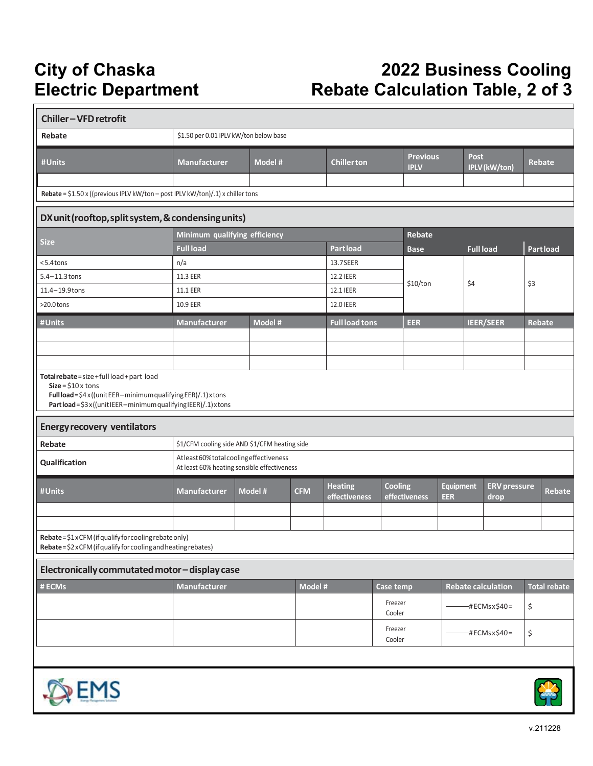# City of Chaska Electric Department

# 2022 Business Cooling Rebate Calculation Table, 2 of 3

## Chiller – VFD retrofit

| Rebate | $1.50 per 0.01 IPLV kW/ton below base |
|---|---|

| #Units | Manufacturer | Model # | Chiller ton | Previous IPLV | Post IPLV (kW/ton) | Rebate |
|---|---|---|---|---|---|---|
| | | | | | | |

**Rebate** = $1.50 x ((previous IPLV kW/ton – post IPLV kW/ton)/.1) x chiller tons

## DX unit (rooftop, split system, & condensing units)

| Size | Minimum qualifying efficiency | | Rebate | | |
|---|---|---|---|---|---|
| | Full load | Part load | Base | Full load | Part load |
| <5.4 tons | n/a | 13.7 SEER | $10/ton | $4 | $3 |
| 5.4 – 11.3 tons | 11.3 EER | 12.2 IEER | | | |
| 11.4 – 19.9 tons | 11.1 EER | 12.1 IEER | | | |
| >20.0 tons | 10.9 EER | 12.0 IEER | | | |

| #Units | Manufacturer | Model # | Full load tons | EER | IEER/SEER | Rebate |
|---|---|---|---|---|---|---|
| | | | | | | |
| | | | | | | |
| | | | | | | |

**Total rebate** = size + full load + part load
**Size** = $10 x tons
**Full load** = $4 x ((unit EER – minimum qualifying EER)/.1) x tons
**Part load** = $3 x ((unit IEER – minimum qualifying IEER)/.1) x tons

## Energy recovery ventilators

| Rebate | $1/CFM cooling side AND $1/CFM heating side |
|---|---|
| Qualification | At least 60% total cooling effectiveness<br>At least 60% heating sensible effectiveness |

| #Units | Manufacturer | Model # | CFM | Heating effectiveness | Cooling effectiveness | Equipment EER | ERV pressure drop | Rebate |
|---|---|---|---|---|---|---|---|---|
| | | | | | | | | |
| | | | | | | | | |

**Rebate** = $1 x CFM (if qualify for cooling rebate only)
**Rebate** = $2 x CFM (if qualify for cooling and heating rebates)

## Electronically commutated motor – display case

| # ECMs | Manufacturer | Model # | Case temp | Rebate calculation | Total rebate |
|---|---|---|---|---|---|
| | | | Freezer<br>Cooler | ______ # ECMs x $40 = | $ |
| | | | Freezer<br>Cooler | ______ # ECMs x $40 = | $ |

v.211228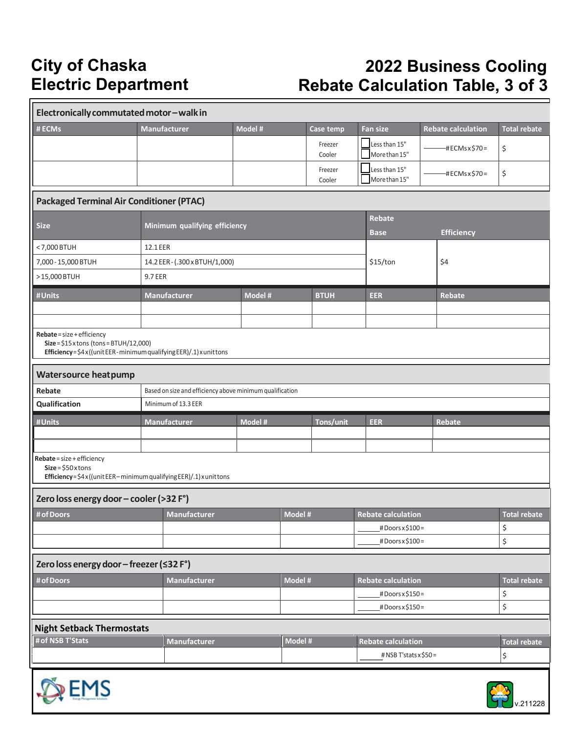# City of Chaska Electric Department

# 2022 Business Cooling Rebate Calculation Table, 3 of 3

## Electronically commutated motor – walk in

| # ECMs | Manufacturer | Model # | Case temp | Fan size | Rebate calculation | Total rebate |
|---|---|---|---|---|---|---|
| | | | Freezer / Cooler | ☐ Less than 15" ☐ More than 15" | ______ # ECMs x $70 = | $ |
| | | | Freezer / Cooler | ☐ Less than 15" ☐ More than 15" | ______ # ECMs x $70 = | $ |

## Packaged Terminal Air Conditioner (PTAC)

| Size | Minimum qualifying efficiency | Rebate Base | Rebate Efficiency |
|---|---|---|---|
| < 7,000 BTUH | 12.1 EER | $15/ton | $4 |
| 7,000 - 15,000 BTUH | 14.2 EER - (.300 x BTUH/1,000) | | |
| > 15,000 BTUH | 9.7 EER | | |

| # Units | Manufacturer | Model # | BTUH | EER | Rebate |
|---|---|---|---|---|---|
| | | | | | |
| | | | | | |

**Rebate** = size + efficiency
**Size** = $15 x tons (tons = BTUH/12,000)
**Efficiency** = $4 x ((unit EER - minimum qualifying EER)/.1) x unit tons

## Watersource heatpump

| | |
|---|---|
| **Rebate** | Based on size and efficiency above minimum qualification |
| **Qualification** | Minimum of 13.3 EER |

| # Units | Manufacturer | Model # | Tons/unit | EER | Rebate |
|---|---|---|---|---|---|
| | | | | | |
| | | | | | |

**Rebate** = size + efficiency
**Size** = $50 x tons
**Efficiency** = $4 x ((unit EER – minimum qualifying EER)/.1) x unit tons

## Zero loss energy door – cooler (>32 F°)

| # of Doors | Manufacturer | Model # | Rebate calculation | Total rebate |
|---|---|---|---|---|
| | | | ______ # Doors x $100 = | $ |
| | | | ______ # Doors x $100 = | $ |

## Zero loss energy door – freezer (≤32 F°)

| # of Doors | Manufacturer | Model # | Rebate calculation | Total rebate |
|---|---|---|---|---|
| | | | ______ # Doors x $150 = | $ |
| | | | ______ # Doors x $150 = | $ |

## Night Setback Thermostats

| # of NSB T'Stats | Manufacturer | Model # | Rebate calculation | Total rebate |
|---|---|---|---|---|
| | | | ______ # NSB T'stats x $50 = | $ |

EMS

v.211228